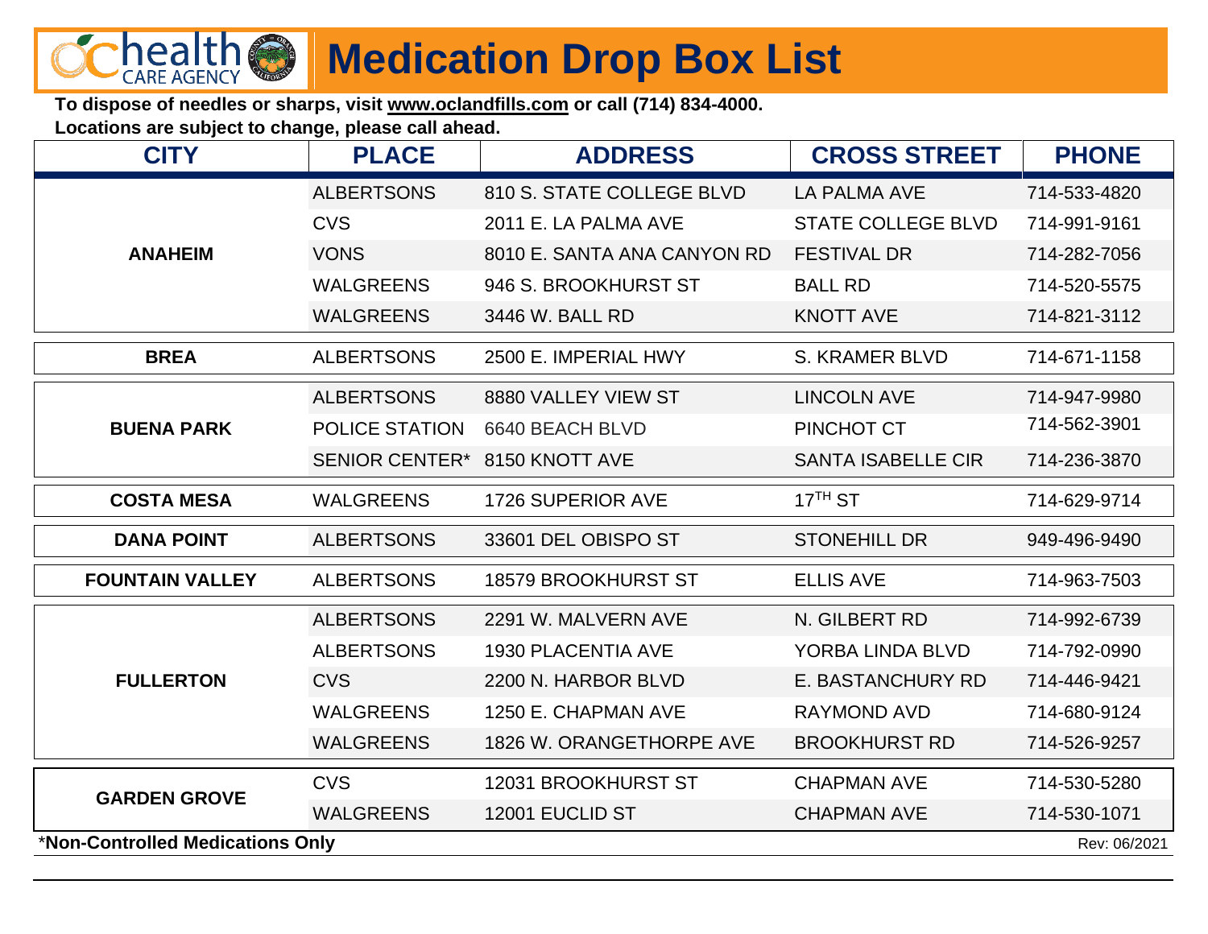# Medication Drop Box List

**To dispose of needles or sharps, visit www.oclandfills.com or call (714) 834-4000.**
**Locations are subject to change, please call ahead.**

| CITY | PLACE | ADDRESS | CROSS STREET | PHONE |
|---|---|---|---|---|
| **ANAHEIM** | ALBERTSONS | 810 S. STATE COLLEGE BLVD | LA PALMA AVE | 714-533-4820 |
| | CVS | 2011 E. LA PALMA AVE | STATE COLLEGE BLVD | 714-991-9161 |
| | VONS | 8010 E. SANTA ANA CANYON RD | FESTIVAL DR | 714-282-7056 |
| | WALGREENS | 946 S. BROOKHURST ST | BALL RD | 714-520-5575 |
| | WALGREENS | 3446 W. BALL RD | KNOTT AVE | 714-821-3112 |
| **BREA** | ALBERTSONS | 2500 E. IMPERIAL HWY | S. KRAMER BLVD | 714-671-1158 |
| **BUENA PARK** | ALBERTSONS | 8880 VALLEY VIEW ST | LINCOLN AVE | 714-947-9980 |
| | POLICE STATION | 6640 BEACH BLVD | PINCHOT CT | 714-562-3901 |
| | SENIOR CENTER* | 8150 KNOTT AVE | SANTA ISABELLE CIR | 714-236-3870 |
| **COSTA MESA** | WALGREENS | 1726 SUPERIOR AVE | 17TH ST | 714-629-9714 |
| **DANA POINT** | ALBERTSONS | 33601 DEL OBISPO ST | STONEHILL DR | 949-496-9490 |
| **FOUNTAIN VALLEY** | ALBERTSONS | 18579 BROOKHURST ST | ELLIS AVE | 714-963-7503 |
| **FULLERTON** | ALBERTSONS | 2291 W. MALVERN AVE | N. GILBERT RD | 714-992-6739 |
| | ALBERTSONS | 1930 PLACENTIA AVE | YORBA LINDA BLVD | 714-792-0990 |
| | CVS | 2200 N. HARBOR BLVD | E. BASTANCHURY RD | 714-446-9421 |
| | WALGREENS | 1250 E. CHAPMAN AVE | RAYMOND AVD | 714-680-9124 |
| | WALGREENS | 1826 W. ORANGETHORPE AVE | BROOKHURST RD | 714-526-9257 |
| **GARDEN GROVE** | CVS | 12031 BROOKHURST ST | CHAPMAN AVE | 714-530-5280 |
| | WALGREENS | 12001 EUCLID ST | CHAPMAN AVE | 714-530-1071 |

***Non-Controlled Medications Only**

Rev: 06/2021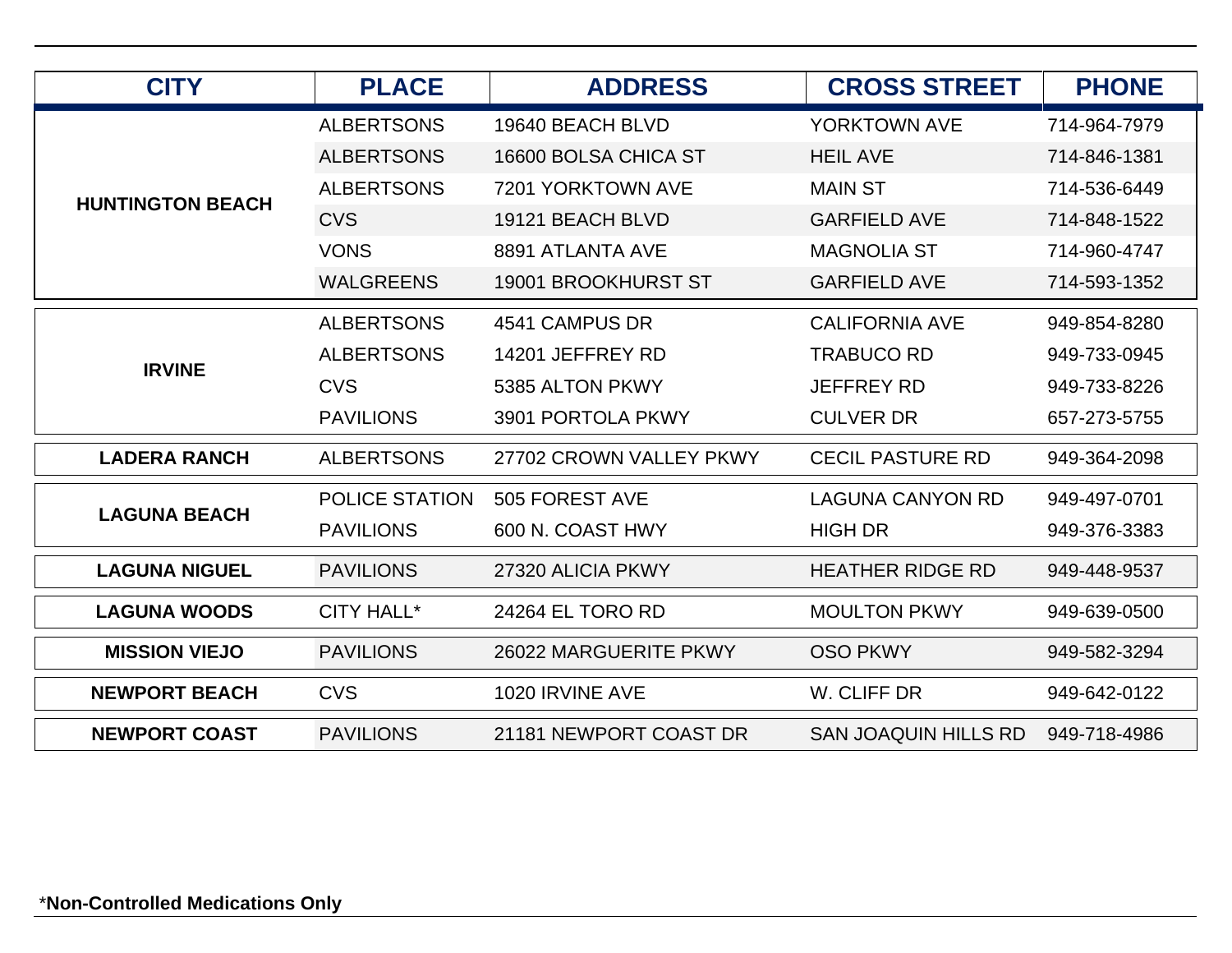| CITY | PLACE | ADDRESS | CROSS STREET | PHONE |
|---|---|---|---|---|
| HUNTINGTON BEACH | ALBERTSONS | 19640 BEACH BLVD | YORKTOWN AVE | 714-964-7979 |
| | ALBERTSONS | 16600 BOLSA CHICA ST | HEIL AVE | 714-846-1381 |
| | ALBERTSONS | 7201 YORKTOWN AVE | MAIN ST | 714-536-6449 |
| | CVS | 19121 BEACH BLVD | GARFIELD AVE | 714-848-1522 |
| | VONS | 8891 ATLANTA AVE | MAGNOLIA ST | 714-960-4747 |
| | WALGREENS | 19001 BROOKHURST ST | GARFIELD AVE | 714-593-1352 |
| IRVINE | ALBERTSONS | 4541 CAMPUS DR | CALIFORNIA AVE | 949-854-8280 |
| | ALBERTSONS | 14201 JEFFREY RD | TRABUCO RD | 949-733-0945 |
| | CVS | 5385 ALTON PKWY | JEFFREY RD | 949-733-8226 |
| | PAVILIONS | 3901 PORTOLA PKWY | CULVER DR | 657-273-5755 |
| LADERA RANCH | ALBERTSONS | 27702 CROWN VALLEY PKWY | CECIL PASTURE RD | 949-364-2098 |
| LAGUNA BEACH | POLICE STATION | 505 FOREST AVE | LAGUNA CANYON RD | 949-497-0701 |
| | PAVILIONS | 600 N. COAST HWY | HIGH DR | 949-376-3383 |
| LAGUNA NIGUEL | PAVILIONS | 27320 ALICIA PKWY | HEATHER RIDGE RD | 949-448-9537 |
| LAGUNA WOODS | CITY HALL* | 24264 EL TORO RD | MOULTON PKWY | 949-639-0500 |
| MISSION VIEJO | PAVILIONS | 26022 MARGUERITE PKWY | OSO PKWY | 949-582-3294 |
| NEWPORT BEACH | CVS | 1020 IRVINE AVE | W. CLIFF DR | 949-642-0122 |
| NEWPORT COAST | PAVILIONS | 21181 NEWPORT COAST DR | SAN JOAQUIN HILLS RD | 949-718-4986 |

***Non-Controlled Medications Only**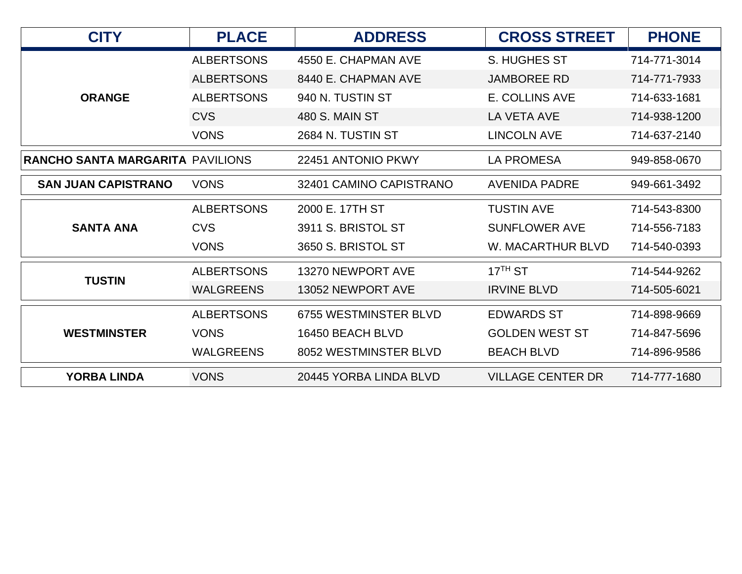| CITY | PLACE | ADDRESS | CROSS STREET | PHONE |
| --- | --- | --- | --- | --- |
| ORANGE | ALBERTSONS | 4550 E. CHAPMAN AVE | S. HUGHES ST | 714-771-3014 |
| | ALBERTSONS | 8440 E. CHAPMAN AVE | JAMBOREE RD | 714-771-7933 |
| | ALBERTSONS | 940 N. TUSTIN ST | E. COLLINS AVE | 714-633-1681 |
| | CVS | 480 S. MAIN ST | LA VETA AVE | 714-938-1200 |
| | VONS | 2684 N. TUSTIN ST | LINCOLN AVE | 714-637-2140 |
| RANCHO SANTA MARGARITA | PAVILIONS | 22451 ANTONIO PKWY | LA PROMESA | 949-858-0670 |
| SAN JUAN CAPISTRANO | VONS | 32401 CAMINO CAPISTRANO | AVENIDA PADRE | 949-661-3492 |
| SANTA ANA | ALBERTSONS | 2000 E. 17TH ST | TUSTIN AVE | 714-543-8300 |
| | CVS | 3911 S. BRISTOL ST | SUNFLOWER AVE | 714-556-7183 |
| | VONS | 3650 S. BRISTOL ST | W. MACARTHUR BLVD | 714-540-0393 |
| TUSTIN | ALBERTSONS | 13270 NEWPORT AVE | 17TH ST | 714-544-9262 |
| | WALGREENS | 13052 NEWPORT AVE | IRVINE BLVD | 714-505-6021 |
| WESTMINSTER | ALBERTSONS | 6755 WESTMINSTER BLVD | EDWARDS ST | 714-898-9669 |
| | VONS | 16450 BEACH BLVD | GOLDEN WEST ST | 714-847-5696 |
| | WALGREENS | 8052 WESTMINSTER BLVD | BEACH BLVD | 714-896-9586 |
| YORBA LINDA | VONS | 20445 YORBA LINDA BLVD | VILLAGE CENTER DR | 714-777-1680 |